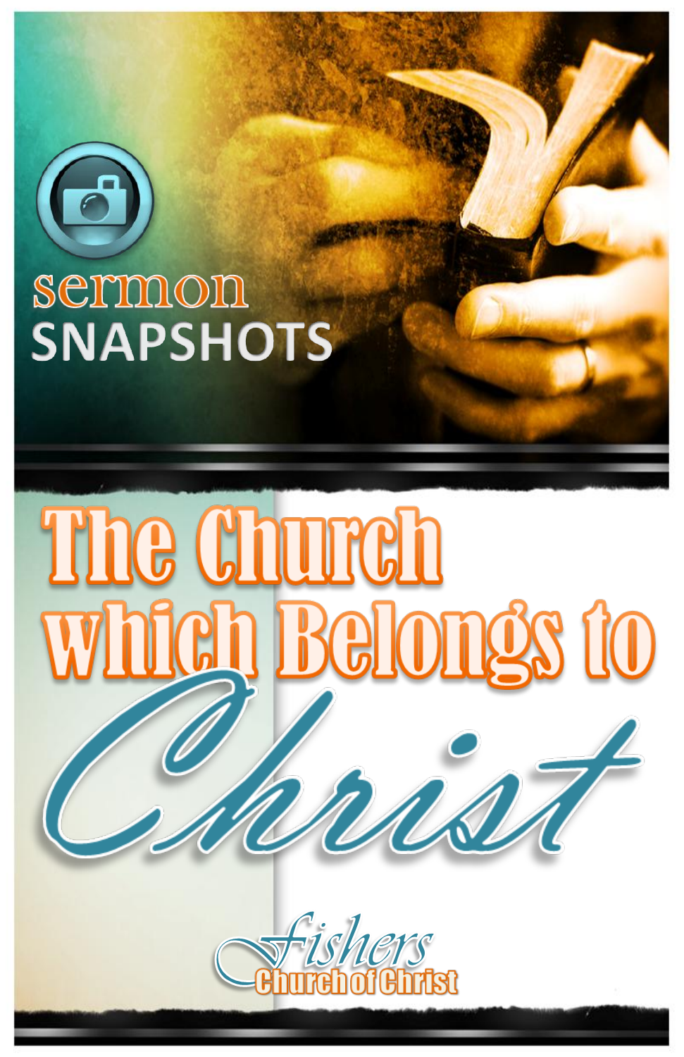sermon SNAPSHOTS

# The Church which Belongs to Christ

Fishers Church of Christ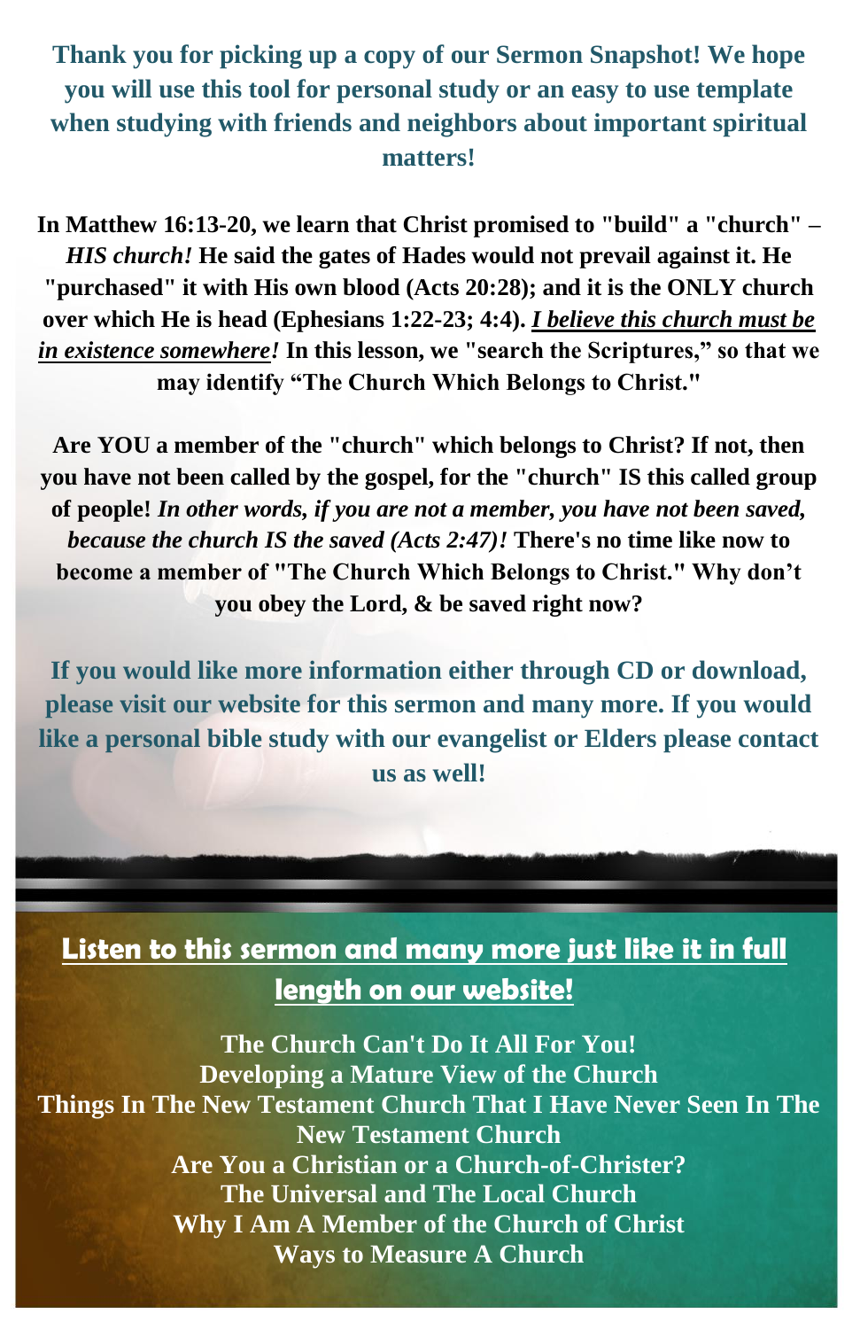**Thank you for picking up a copy of our Sermon Snapshot! We hope you will use this tool for personal study or an easy to use template when studying with friends and neighbors about important spiritual matters!**

**In Matthew 16:13-20, we learn that Christ promised to "build" a "church" – *HIS church!* He said the gates of Hades would not prevail against it. He "purchased" it with His own blood (Acts 20:28); and it is the ONLY church over which He is head (Ephesians 1:22-23; 4:4). *I believe this church must be in existence somewhere!* In this lesson, we "search the Scriptures," so that we may identify "The Church Which Belongs to Christ."**

**Are YOU a member of the "church" which belongs to Christ? If not, then you have not been called by the gospel, for the "church" IS this called group of people! *In other words, if you are not a member, you have not been saved, because the church IS the saved (Acts 2:47)!* There's no time like now to become a member of "The Church Which Belongs to Christ." Why don't you obey the Lord, & be saved right now?**

**If you would like more information either through CD or download, please visit our website for this sermon and many more. If you would like a personal bible study with our evangelist or Elders please contact us as well!**

## Listen to this sermon and many more just like it in full length on our website!

**The Church Can't Do It All For You!**
**Developing a Mature View of the Church**
**Things In The New Testament Church That I Have Never Seen In The New Testament Church**
**Are You a Christian or a Church-of-Christer?**
**The Universal and The Local Church**
**Why I Am A Member of the Church of Christ**
**Ways to Measure A Church**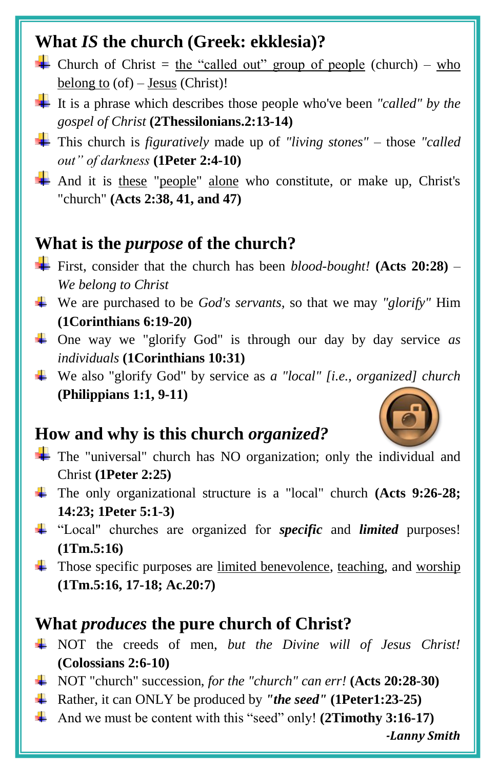## What *IS* the church (Greek: ekklesia)?

- Church of Christ = the "called out" group of people (church) – who belong to (of) – Jesus (Christ)!
- It is a phrase which describes those people who've been *"called" by the gospel of Christ* **(2Thessilonians.2:13-14)**
- This church is *figuratively* made up of *"living stones"* – those *"called out" of darkness* **(1Peter 2:4-10)**
- And it is these "people" alone who constitute, or make up, Christ's "church" **(Acts 2:38, 41, and 47)**

## What is the *purpose* of the church?

- First, consider that the church has been *blood-bought!* **(Acts 20:28)** – *We belong to Christ*
- We are purchased to be *God's servants*, so that we may *"glorify"* Him **(1Corinthians 6:19-20)**
- One way we "glorify God" is through our day by day service *as individuals* **(1Corinthians 10:31)**
- We also "glorify God" by service as *a "local" [i.e., organized] church* **(Philippians 1:1, 9-11)**

## How and why is this church *organized?*

- The "universal" church has NO organization; only the individual and Christ **(1Peter 2:25)**
- The only organizational structure is a "local" church **(Acts 9:26-28; 14:23; 1Peter 5:1-3)**
- "Local" churches are organized for ***specific*** and ***limited*** purposes! **(1Tm.5:16)**
- Those specific purposes are limited benevolence, teaching, and worship **(1Tm.5:16, 17-18; Ac.20:7)**

## What *produces* the pure church of Christ?

- NOT the creeds of men, *but the Divine will of Jesus Christ!* **(Colossians 2:6-10)**
- NOT "church" succession, *for the "church" can err!* **(Acts 20:28-30)**
- Rather, it can ONLY be produced by ***"the seed"*** **(1Peter1:23-25)**
- And we must be content with this "seed" only! **(2Timothy 3:16-17)**

***-Lanny Smith***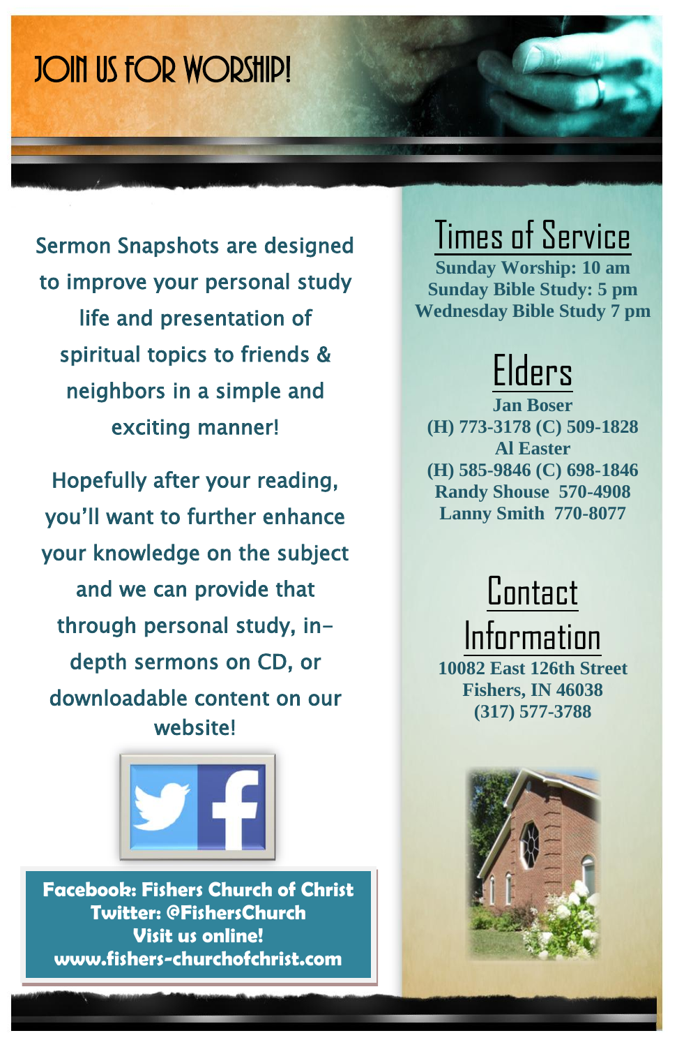# JOIN US FOR WORSHIP!

Sermon Snapshots are designed to improve your personal study life and presentation of spiritual topics to friends & neighbors in a simple and exciting manner!

Hopefully after your reading, you'll want to further enhance your knowledge on the subject and we can provide that through personal study, in-depth sermons on CD, or downloadable content on our website!

**Facebook: Fishers Church of Christ**
**Twitter: @FishersChurch**
**Visit us online!**
**www.fishers-churchofchrist.com**

## Times of Service

**Sunday Worship: 10 am**
**Sunday Bible Study: 5 pm**
**Wednesday Bible Study 7 pm**

## Elders

**Jan Boser**
**(H) 773-3178 (C) 509-1828**
**Al Easter**
**(H) 585-9846 (C) 698-1846**
**Randy Shouse 570-4908**
**Lanny Smith 770-8077**

## Contact Information

**10082 East 126th Street**
**Fishers, IN 46038**
**(317) 577-3788**